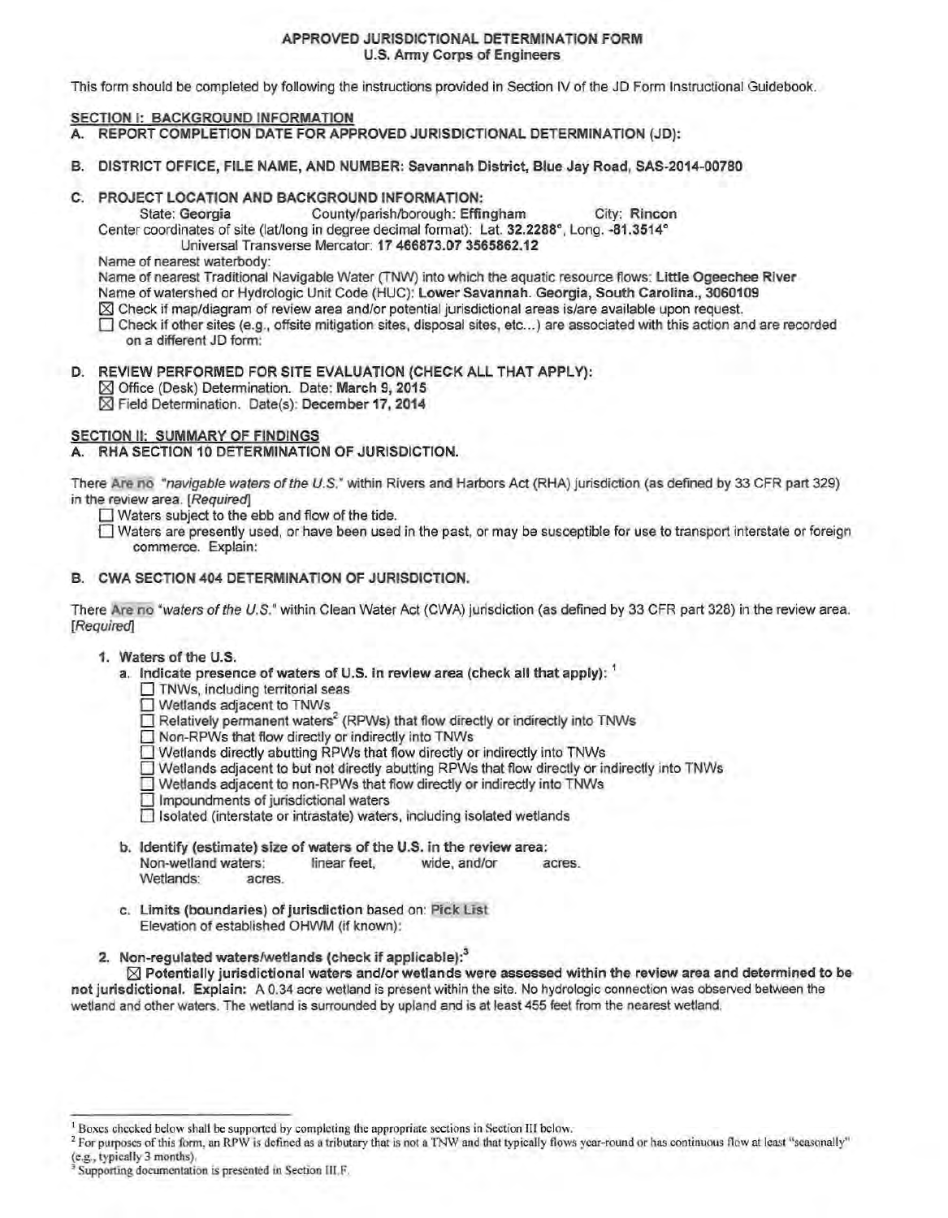**APPROVED JURISDICTIONAL DETERMINATION FORM**
**U.S. Army Corps of Engineers**

This form should be completed by following the instructions provided in Section IV of the JD Form Instructional Guidebook.

## SECTION I: BACKGROUND INFORMATION

**A. REPORT COMPLETION DATE FOR APPROVED JURISDICTIONAL DETERMINATION (JD):**

**B. DISTRICT OFFICE, FILE NAME, AND NUMBER: Savannah District, Blue Jay Road, SAS-2014-00780**

**C. PROJECT LOCATION AND BACKGROUND INFORMATION:**

State: **Georgia** County/parish/borough: **Effingham** City: **Rincon**

Center coordinates of site (lat/long in degree decimal format): Lat. **32.2288°**, Long. **-81.3514°**

Universal Transverse Mercator: **17 466873.07 3565862.12**

Name of nearest waterbody:

Name of nearest Traditional Navigable Water (TNW) into which the aquatic resource flows: **Little Ogeechee River**

Name of watershed or Hydrologic Unit Code (HUC): **Lower Savannah. Georgia, South Carolina., 3060109**

☒ Check if map/diagram of review area and/or potential jurisdictional areas is/are available upon request.

☐ Check if other sites (e.g., offsite mitigation sites, disposal sites, etc...) are associated with this action and are recorded on a different JD form:

**D. REVIEW PERFORMED FOR SITE EVALUATION (CHECK ALL THAT APPLY):**

☒ Office (Desk) Determination. Date: **March 9, 2015**

☒ Field Determination. Date(s): **December 17, 2014**

## SECTION II: SUMMARY OF FINDINGS

**A. RHA SECTION 10 DETERMINATION OF JURISDICTION.**

There Are no *"navigable waters of the U.S."* within Rivers and Harbors Act (RHA) jurisdiction (as defined by 33 CFR part 329) in the review area. [*Required*]

☐ Waters subject to the ebb and flow of the tide.

☐ Waters are presently used, or have been used in the past, or may be susceptible for use to transport interstate or foreign commerce. Explain:

**B. CWA SECTION 404 DETERMINATION OF JURISDICTION.**

There Are no *"waters of the U.S."* within Clean Water Act (CWA) jurisdiction (as defined by 33 CFR part 328) in the review area. [*Required*]

**1. Waters of the U.S.**

**a. Indicate presence of waters of U.S. in review area (check all that apply):** [1]

☐ TNWs, including territorial seas

☐ Wetlands adjacent to TNWs

☐ Relatively permanent waters[2] (RPWs) that flow directly or indirectly into TNWs

☐ Non-RPWs that flow directly or indirectly into TNWs

☐ Wetlands directly abutting RPWs that flow directly or indirectly into TNWs

☐ Wetlands adjacent to but not directly abutting RPWs that flow directly or indirectly into TNWs

☐ Wetlands adjacent to non-RPWs that flow directly or indirectly into TNWs

☐ Impoundments of jurisdictional waters

☐ Isolated (interstate or intrastate) waters, including isolated wetlands

**b. Identify (estimate) size of waters of the U.S. in the review area:**

Non-wetland waters: linear feet, wide, and/or acres.

Wetlands: acres.

**c. Limits (boundaries) of jurisdiction** based on: Pick List

Elevation of established OHWM (if known):

**2. Non-regulated waters/wetlands (check if applicable):**[3]

☒ **Potentially jurisdictional waters and/or wetlands were assessed within the review area and determined to be not jurisdictional. Explain:** A 0.34 acre wetland is present within the site. No hydrologic connection was observed between the wetland and other waters. The wetland is surrounded by upland and is at least 455 feet from the nearest wetland.

---

[1] Boxes checked below shall be supported by completing the appropriate sections in Section III below.

[2] For purposes of this form, an RPW is defined as a tributary that is not a TNW and that typically flows year-round or has continuous flow at least "seasonally" (e.g., typically 3 months).

[3] Supporting documentation is presented in Section III.F.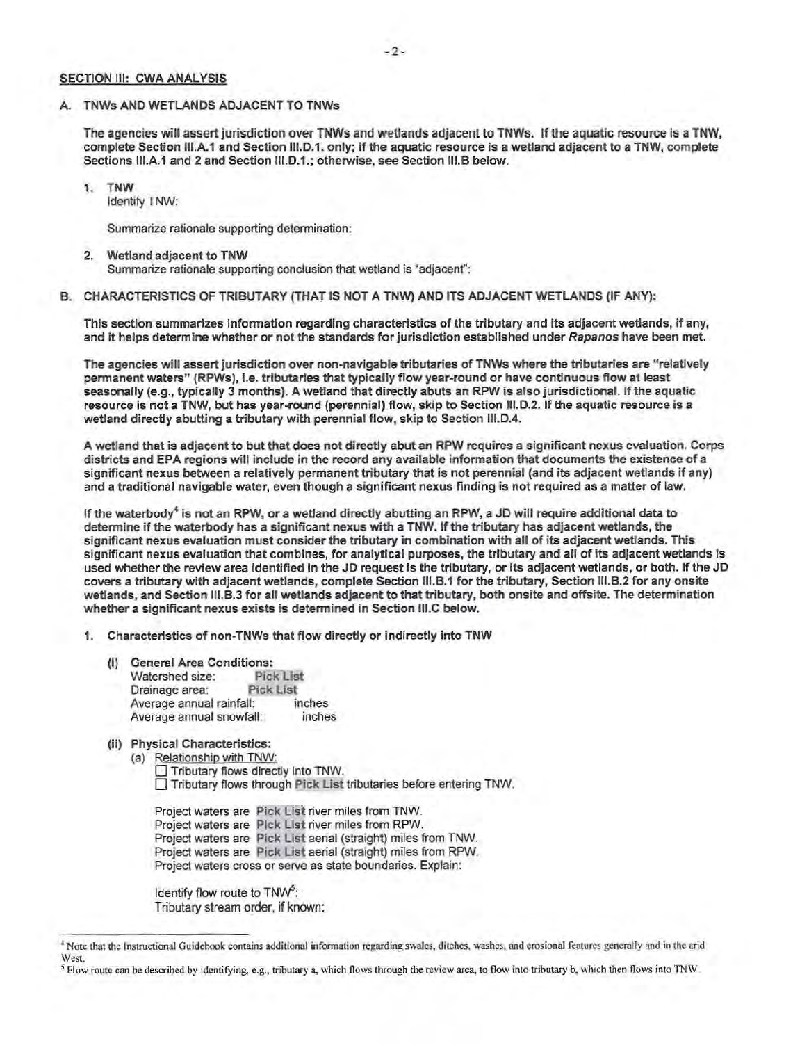## SECTION III: CWA ANALYSIS

### A. TNWs AND WETLANDS ADJACENT TO TNWs

**The agencies will assert jurisdiction over TNWs and wetlands adjacent to TNWs. If the aquatic resource is a TNW, complete Section III.A.1 and Section III.D.1. only; if the aquatic resource is a wetland adjacent to a TNW, complete Sections III.A.1 and 2 and Section III.D.1.; otherwise, see Section III.B below.**

1. **TNW**
   Identify TNW:

   Summarize rationale supporting determination:

2. **Wetland adjacent to TNW**
   Summarize rationale supporting conclusion that wetland is "adjacent":

### B. CHARACTERISTICS OF TRIBUTARY (THAT IS NOT A TNW) AND ITS ADJACENT WETLANDS (IF ANY):

**This section summarizes information regarding characteristics of the tributary and its adjacent wetlands, if any, and it helps determine whether or not the standards for jurisdiction established under *Rapanos* have been met.**

**The agencies will assert jurisdiction over non-navigable tributaries of TNWs where the tributaries are "relatively permanent waters" (RPWs), i.e. tributaries that typically flow year-round or have continuous flow at least seasonally (e.g., typically 3 months). A wetland that directly abuts an RPW is also jurisdictional. If the aquatic resource is not a TNW, but has year-round (perennial) flow, skip to Section III.D.2. If the aquatic resource is a wetland directly abutting a tributary with perennial flow, skip to Section III.D.4.**

**A wetland that is adjacent to but that does not directly abut an RPW requires a significant nexus evaluation. Corps districts and EPA regions will include in the record any available information that documents the existence of a significant nexus between a relatively permanent tributary that is not perennial (and its adjacent wetlands if any) and a traditional navigable water, even though a significant nexus finding is not required as a matter of law.**

**If the waterbody[4] is not an RPW, or a wetland directly abutting an RPW, a JD will require additional data to determine if the waterbody has a significant nexus with a TNW. If the tributary has adjacent wetlands, the significant nexus evaluation must consider the tributary in combination with all of its adjacent wetlands. This significant nexus evaluation that combines, for analytical purposes, the tributary and all of its adjacent wetlands is used whether the review area identified in the JD request is the tributary, or its adjacent wetlands, or both. If the JD covers a tributary with adjacent wetlands, complete Section III.B.1 for the tributary, Section III.B.2 for any onsite wetlands, and Section III.B.3 for all wetlands adjacent to that tributary, both onsite and offsite. The determination whether a significant nexus exists is determined in Section III.C below.**

1. **Characteristics of non-TNWs that flow directly or indirectly into TNW**

   **(i) General Area Conditions:**
   Watershed size: Pick List
   Drainage area: Pick List
   Average annual rainfall: inches
   Average annual snowfall: inches

   **(ii) Physical Characteristics:**
   (a) Relationship with TNW:
   ☐ Tributary flows directly into TNW.
   ☐ Tributary flows through Pick List tributaries before entering TNW.

   Project waters are Pick List river miles from TNW.
   Project waters are Pick List river miles from RPW.
   Project waters are Pick List aerial (straight) miles from TNW.
   Project waters are Pick List aerial (straight) miles from RPW.
   Project waters cross or serve as state boundaries. Explain:

   Identify flow route to TNW[5]:
   Tributary stream order, if known:

---

[4] Note that the Instructional Guidebook contains additional information regarding swales, ditches, washes, and erosional features generally and in the arid West.

[5] Flow route can be described by identifying, e.g., tributary a, which flows through the review area, to flow into tributary b, which then flows into TNW.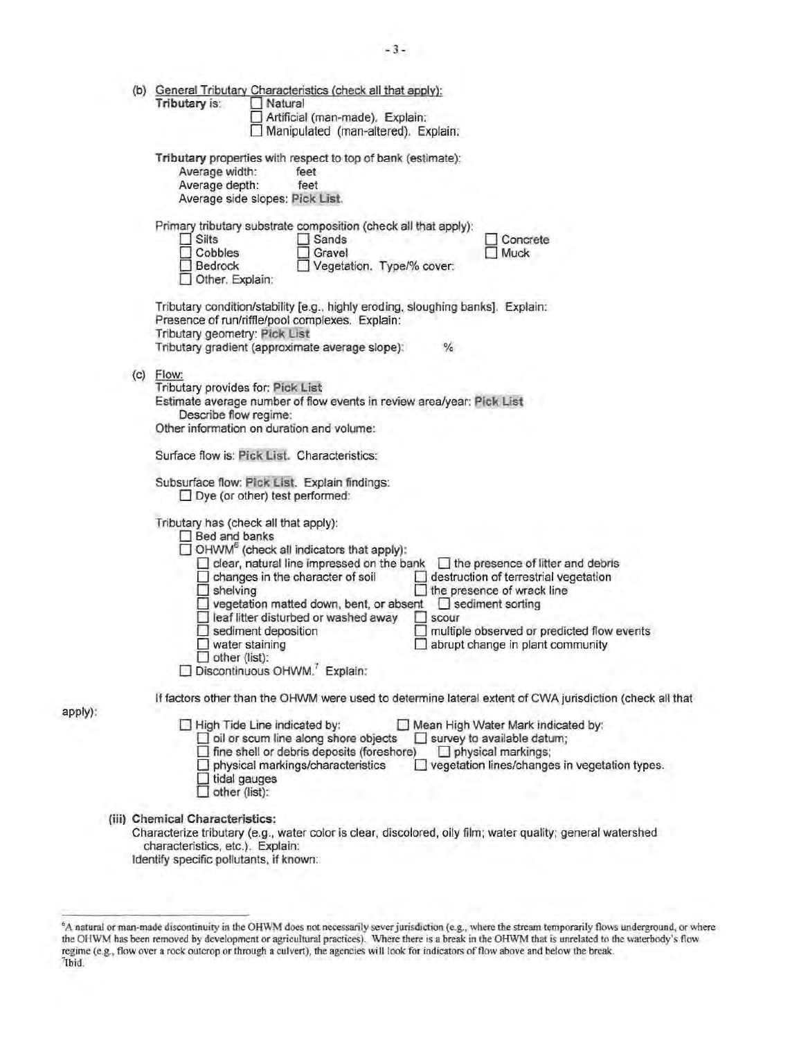(b) General Tributary Characteristics (check all that apply):

**Tributary** is:
- ☐ Natural
- ☐ Artificial (man-made). Explain:
- ☐ Manipulated (man-altered). Explain:

**Tributary** properties with respect to top of bank (estimate):

- Average width: feet
- Average depth: feet
- Average side slopes: Pick List.

Primary tributary substrate composition (check all that apply):

- ☐ Silts
- ☐ Sands
- ☐ Concrete
- ☐ Cobbles
- ☐ Gravel
- ☐ Muck
- ☐ Bedrock
- ☐ Vegetation. Type/% cover:
- ☐ Other. Explain:

Tributary condition/stability [e.g., highly eroding, sloughing banks]. Explain:
Presence of run/riffle/pool complexes. Explain:
Tributary geometry: Pick List
Tributary gradient (approximate average slope): %

(c) Flow:

Tributary provides for: Pick List
Estimate average number of flow events in review area/year: Pick List
Describe flow regime:
Other information on duration and volume:

Surface flow is: Pick List. Characteristics:

Subsurface flow: Pick List. Explain findings:
- ☐ Dye (or other) test performed:

Tributary has (check all that apply):

- ☐ Bed and banks
- ☐ OHWM[6] (check all indicators that apply):
  - ☐ clear, natural line impressed on the bank
  - ☐ the presence of litter and debris
  - ☐ changes in the character of soil
  - ☐ destruction of terrestrial vegetation
  - ☐ shelving
  - ☐ the presence of wrack line
  - ☐ vegetation matted down, bent, or absent
  - ☐ sediment sorting
  - ☐ leaf litter disturbed or washed away
  - ☐ scour
  - ☐ sediment deposition
  - ☐ multiple observed or predicted flow events
  - ☐ water staining
  - ☐ abrupt change in plant community
  - ☐ other (list):
- ☐ Discontinuous OHWM.[7] Explain:

If factors other than the OHWM were used to determine lateral extent of CWA jurisdiction (check all that apply):

- ☐ High Tide Line indicated by:
  - ☐ oil or scum line along shore objects
  - ☐ fine shell or debris deposits (foreshore)
  - ☐ physical markings/characteristics
  - ☐ tidal gauges
  - ☐ other (list):
- ☐ Mean High Water Mark indicated by:
  - ☐ survey to available datum;
  - ☐ physical markings;
  - ☐ vegetation lines/changes in vegetation types.

**(iii) Chemical Characteristics:**

Characterize tributary (e.g., water color is clear, discolored, oily film; water quality; general watershed characteristics, etc.). Explain:
Identify specific pollutants, if known:

---

[6] A natural or man-made discontinuity in the OHWM does not necessarily sever jurisdiction (e.g., where the stream temporarily flows underground, or where the OHWM has been removed by development or agricultural practices). Where there is a break in the OHWM that is unrelated to the waterbody's flow regime (e.g., flow over a rock outcrop or through a culvert), the agencies will look for indicators of flow above and below the break.

[7] Ibid.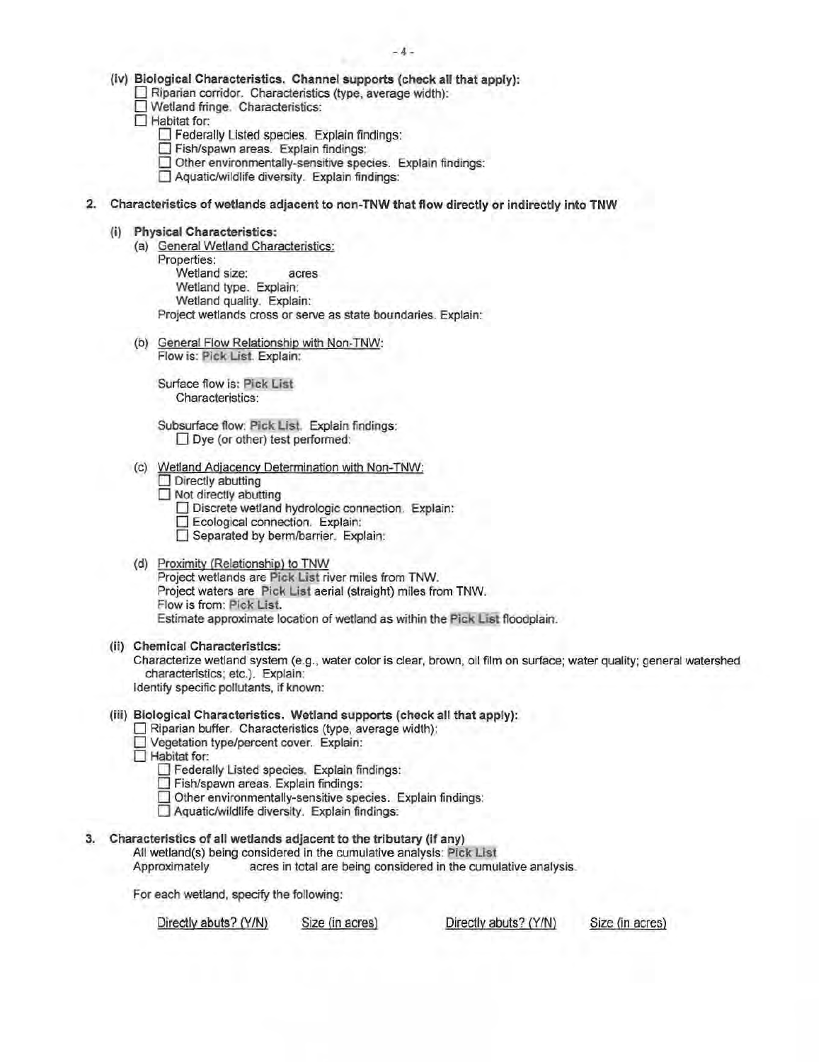**(iv) Biological Characteristics. Channel supports (check all that apply):**

☐ Riparian corridor. Characteristics (type, average width):
☐ Wetland fringe. Characteristics:
☐ Habitat for:
- ☐ Federally Listed species. Explain findings:
- ☐ Fish/spawn areas. Explain findings:
- ☐ Other environmentally-sensitive species. Explain findings:
- ☐ Aquatic/wildlife diversity. Explain findings:

**2. Characteristics of wetlands adjacent to non-TNW that flow directly or indirectly into TNW**

**(i) Physical Characteristics:**

(a) General Wetland Characteristics:

Properties:
- Wetland size: acres
- Wetland type. Explain:
- Wetland quality. Explain:

Project wetlands cross or serve as state boundaries. Explain:

(b) General Flow Relationship with Non-TNW:

Flow is: Pick List. Explain:

Surface flow is: Pick List
Characteristics:

Subsurface flow: Pick List. Explain findings:
☐ Dye (or other) test performed:

(c) Wetland Adjacency Determination with Non-TNW:

☐ Directly abutting
☐ Not directly abutting
- ☐ Discrete wetland hydrologic connection. Explain:
- ☐ Ecological connection. Explain:
- ☐ Separated by berm/barrier. Explain:

(d) Proximity (Relationship) to TNW

Project wetlands are Pick List river miles from TNW.
Project waters are Pick List aerial (straight) miles from TNW.
Flow is from: Pick List.
Estimate approximate location of wetland as within the Pick List floodplain.

**(ii) Chemical Characteristics:**

Characterize wetland system (e.g., water color is clear, brown, oil film on surface; water quality; general watershed characteristics; etc.). Explain:
Identify specific pollutants, if known:

**(iii) Biological Characteristics. Wetland supports (check all that apply):**

☐ Riparian buffer. Characteristics (type, average width):
☐ Vegetation type/percent cover. Explain:
☐ Habitat for:
- ☐ Federally Listed species. Explain findings:
- ☐ Fish/spawn areas. Explain findings:
- ☐ Other environmentally-sensitive species. Explain findings:
- ☐ Aquatic/wildlife diversity. Explain findings:

**3. Characteristics of all wetlands adjacent to the tributary (if any)**

All wetland(s) being considered in the cumulative analysis: Pick List
Approximately acres in total are being considered in the cumulative analysis.

For each wetland, specify the following:

| Directly abuts? (Y/N) | Size (in acres) | Directly abuts? (Y/N) | Size (in acres) |
|---|---|---|---|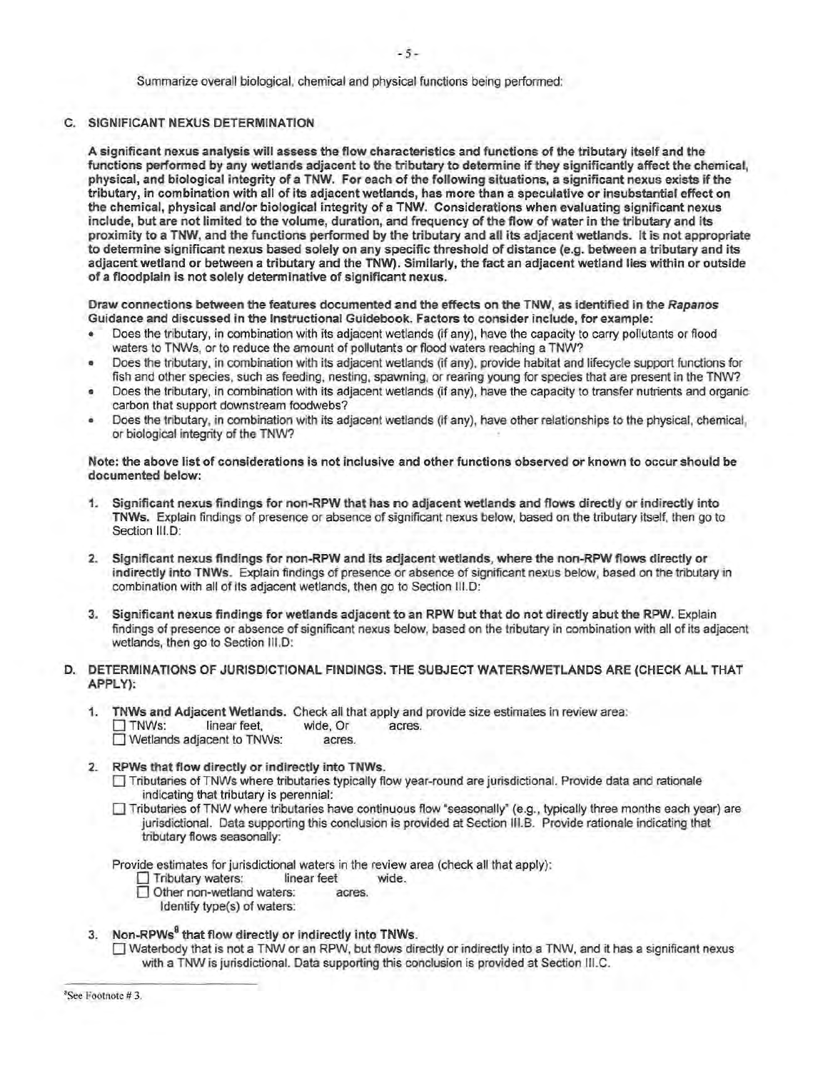Summarize overall biological, chemical and physical functions being performed:

## C. SIGNIFICANT NEXUS DETERMINATION

**A significant nexus analysis will assess the flow characteristics and functions of the tributary itself and the functions performed by any wetlands adjacent to the tributary to determine if they significantly affect the chemical, physical, and biological integrity of a TNW. For each of the following situations, a significant nexus exists if the tributary, in combination with all of its adjacent wetlands, has more than a speculative or insubstantial effect on the chemical, physical and/or biological integrity of a TNW. Considerations when evaluating significant nexus include, but are not limited to the volume, duration, and frequency of the flow of water in the tributary and its proximity to a TNW, and the functions performed by the tributary and all its adjacent wetlands. It is not appropriate to determine significant nexus based solely on any specific threshold of distance (e.g. between a tributary and its adjacent wetland or between a tributary and the TNW). Similarly, the fact an adjacent wetland lies within or outside of a floodplain is not solely determinative of significant nexus.**

**Draw connections between the features documented and the effects on the TNW, as identified in the *Rapanos* Guidance and discussed in the Instructional Guidebook. Factors to consider include, for example:**

- Does the tributary, in combination with its adjacent wetlands (if any), have the capacity to carry pollutants or flood waters to TNWs, or to reduce the amount of pollutants or flood waters reaching a TNW?
- Does the tributary, in combination with its adjacent wetlands (if any), provide habitat and lifecycle support functions for fish and other species, such as feeding, nesting, spawning, or rearing young for species that are present in the TNW?
- Does the tributary, in combination with its adjacent wetlands (if any), have the capacity to transfer nutrients and organic carbon that support downstream foodwebs?
- Does the tributary, in combination with its adjacent wetlands (if any), have other relationships to the physical, chemical, or biological integrity of the TNW?

**Note: the above list of considerations is not inclusive and other functions observed or known to occur should be documented below:**

1. **Significant nexus findings for non-RPW that has no adjacent wetlands and flows directly or indirectly into TNWs.** Explain findings of presence or absence of significant nexus below, based on the tributary itself, then go to Section III.D:

2. **Significant nexus findings for non-RPW and its adjacent wetlands, where the non-RPW flows directly or indirectly into TNWs.** Explain findings of presence or absence of significant nexus below, based on the tributary in combination with all of its adjacent wetlands, then go to Section III.D:

3. **Significant nexus findings for wetlands adjacent to an RPW but that do not directly abut the RPW.** Explain findings of presence or absence of significant nexus below, based on the tributary in combination with all of its adjacent wetlands, then go to Section III.D:

## D. DETERMINATIONS OF JURISDICTIONAL FINDINGS. THE SUBJECT WATERS/WETLANDS ARE (CHECK ALL THAT APPLY):

1. **TNWs and Adjacent Wetlands.** Check all that apply and provide size estimates in review area:
   - ☐ TNWs: linear feet, wide, Or acres.
   - ☐ Wetlands adjacent to TNWs: acres.

2. **RPWs that flow directly or indirectly into TNWs.**
   - ☐ Tributaries of TNWs where tributaries typically flow year-round are jurisdictional. Provide data and rationale indicating that tributary is perennial:
   - ☐ Tributaries of TNW where tributaries have continuous flow "seasonally" (e.g., typically three months each year) are jurisdictional. Data supporting this conclusion is provided at Section III.B. Provide rationale indicating that tributary flows seasonally:

   Provide estimates for jurisdictional waters in the review area (check all that apply):
   - ☐ Tributary waters: linear feet wide.
   - ☐ Other non-wetland waters: acres.
     Identify type(s) of waters:

3. **Non-RPWs[8] that flow directly or indirectly into TNWs.**
   - ☐ Waterbody that is not a TNW or an RPW, but flows directly or indirectly into a TNW, and it has a significant nexus with a TNW is jurisdictional. Data supporting this conclusion is provided at Section III.C.

---

[8] See Footnote # 3.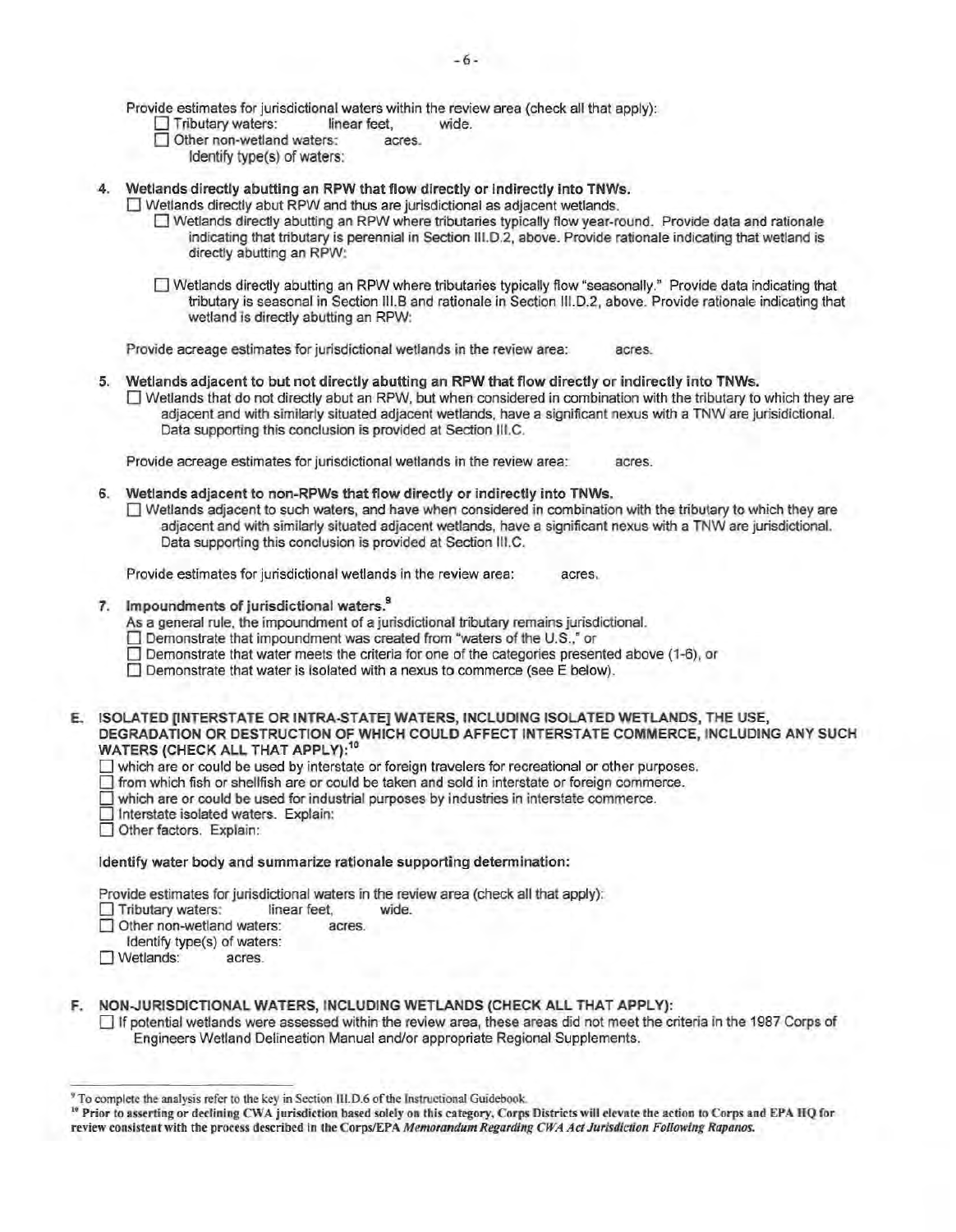Provide estimates for jurisdictional waters within the review area (check all that apply):

- ☐ Tributary waters: linear feet, wide.
- ☐ Other non-wetland waters: acres.
  Identify type(s) of waters:

4. **Wetlands directly abutting an RPW that flow directly or indirectly into TNWs.**
   - ☐ Wetlands directly abut RPW and thus are jurisdictional as adjacent wetlands.
     - ☐ Wetlands directly abutting an RPW where tributaries typically flow year-round. Provide data and rationale indicating that tributary is perennial in Section III.D.2, above. Provide rationale indicating that wetland is directly abutting an RPW:
     - ☐ Wetlands directly abutting an RPW where tributaries typically flow "seasonally." Provide data indicating that tributary is seasonal in Section III.B and rationale in Section III.D.2, above. Provide rationale indicating that wetland is directly abutting an RPW:

   Provide acreage estimates for jurisdictional wetlands in the review area: acres.

5. **Wetlands adjacent to but not directly abutting an RPW that flow directly or indirectly into TNWs.**
   - ☐ Wetlands that do not directly abut an RPW, but when considered in combination with the tributary to which they are adjacent and with similarly situated adjacent wetlands, have a significant nexus with a TNW are jurisidictional. Data supporting this conclusion is provided at Section III.C.

   Provide acreage estimates for jurisdictional wetlands in the review area: acres.

6. **Wetlands adjacent to non-RPWs that flow directly or indirectly into TNWs.**
   - ☐ Wetlands adjacent to such waters, and have when considered in combination with the tributary to which they are adjacent and with similarly situated adjacent wetlands, have a significant nexus with a TNW are jurisdictional. Data supporting this conclusion is provided at Section III.C.

   Provide estimates for jurisdictional wetlands in the review area: acres.

7. **Impoundments of jurisdictional waters.**[9]
   As a general rule, the impoundment of a jurisdictional tributary remains jurisdictional.
   - ☐ Demonstrate that impoundment was created from "waters of the U.S.," or
   - ☐ Demonstrate that water meets the criteria for one of the categories presented above (1-6), or
   - ☐ Demonstrate that water is isolated with a nexus to commerce (see E below).

**E. ISOLATED [INTERSTATE OR INTRA-STATE] WATERS, INCLUDING ISOLATED WETLANDS, THE USE, DEGRADATION OR DESTRUCTION OF WHICH COULD AFFECT INTERSTATE COMMERCE, INCLUDING ANY SUCH WATERS (CHECK ALL THAT APPLY):**[10]

- ☐ which are or could be used by interstate or foreign travelers for recreational or other purposes.
- ☐ from which fish or shellfish are or could be taken and sold in interstate or foreign commerce.
- ☐ which are or could be used for industrial purposes by industries in interstate commerce.
- ☐ Interstate isolated waters. Explain:
- ☐ Other factors. Explain:

**Identify water body and summarize rationale supporting determination:**

Provide estimates for jurisdictional waters in the review area (check all that apply):

- ☐ Tributary waters: linear feet, wide.
- ☐ Other non-wetland waters: acres.
  Identify type(s) of waters:
- ☐ Wetlands: acres.

**F. NON-JURISDICTIONAL WATERS, INCLUDING WETLANDS (CHECK ALL THAT APPLY):**

- ☐ If potential wetlands were assessed within the review area, these areas did not meet the criteria in the 1987 Corps of Engineers Wetland Delineation Manual and/or appropriate Regional Supplements.

---

[9] To complete the analysis refer to the key in Section III.D.6 of the Instructional Guidebook.

[10] **Prior to asserting or declining CWA jurisdiction based solely on this category, Corps Districts will elevate the action to Corps and EPA HQ for review consistent with the process described in the Corps/EPA *Memorandum Regarding CWA Act Jurisdiction Following Rapanos.***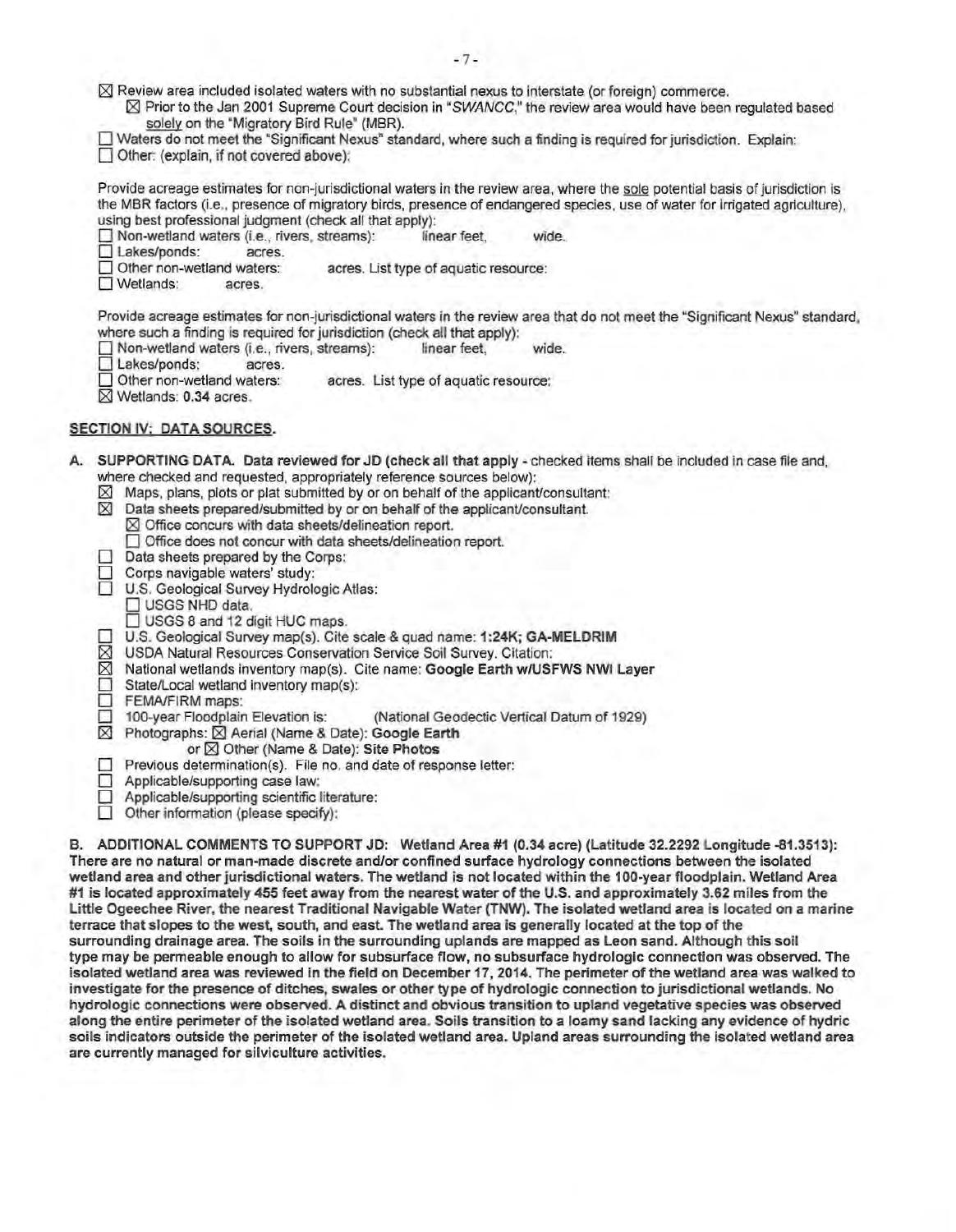☒ Review area included isolated waters with no substantial nexus to interstate (or foreign) commerce.

☒ Prior to the Jan 2001 Supreme Court decision in "*SWANCC*," the review area would have been regulated based solely on the "Migratory Bird Rule" (MBR).

☐ Waters do not meet the "Significant Nexus" standard, where such a finding is required for jurisdiction. Explain:

☐ Other: (explain, if not covered above):

Provide acreage estimates for non-jurisdictional waters in the review area, where the sole potential basis of jurisdiction is the MBR factors (i.e., presence of migratory birds, presence of endangered species, use of water for irrigated agriculture), using best professional judgment (check all that apply):

☐ Non-wetland waters (i.e., rivers, streams): linear feet, wide.
☐ Lakes/ponds: acres.
☐ Other non-wetland waters: acres. List type of aquatic resource:
☐ Wetlands: acres.

Provide acreage estimates for non-jurisdictional waters in the review area that do not meet the "Significant Nexus" standard, where such a finding is required for jurisdiction (check all that apply):

☐ Non-wetland waters (i.e., rivers, streams): linear feet, wide.
☐ Lakes/ponds: acres.
☐ Other non-wetland waters: acres. List type of aquatic resource:
☒ Wetlands: 0.34 acres.

## SECTION IV: DATA SOURCES.

**A. SUPPORTING DATA. Data reviewed for JD (check all that apply - checked items shall be included in case file and, where checked and requested, appropriately reference sources below):**

☒ Maps, plans, plots or plat submitted by or on behalf of the applicant/consultant:
☒ Data sheets prepared/submitted by or on behalf of the applicant/consultant.
  ☒ Office concurs with data sheets/delineation report.
  ☐ Office does not concur with data sheets/delineation report.
☐ Data sheets prepared by the Corps:
☐ Corps navigable waters' study:
☐ U.S. Geological Survey Hydrologic Atlas:
  ☐ USGS NHD data.
  ☐ USGS 8 and 12 digit HUC maps.
☐ U.S. Geological Survey map(s). Cite scale & quad name: **1:24K; GA-MELDRIM**
☒ USDA Natural Resources Conservation Service Soil Survey. Citation:
☒ National wetlands inventory map(s). Cite name: **Google Earth w/USFWS NWI Layer**
☐ State/Local wetland inventory map(s):
☐ FEMA/FIRM maps:
☐ 100-year Floodplain Elevation is: (National Geodectic Vertical Datum of 1929)
☒ Photographs: ☒ Aerial (Name & Date): **Google Earth**
  or ☒ Other (Name & Date): **Site Photos**
☐ Previous determination(s). File no. and date of response letter:
☐ Applicable/supporting case law:
☐ Applicable/supporting scientific literature:
☐ Other information (please specify):

**B. ADDITIONAL COMMENTS TO SUPPORT JD: Wetland Area #1 (0.34 acre) (Latitude 32.2292 Longitude -81.3513): There are no natural or man-made discrete and/or confined surface hydrology connections between the isolated wetland area and other jurisdictional waters. The wetland is not located within the 100-year floodplain. Wetland Area #1 is located approximately 455 feet away from the nearest water of the U.S. and approximately 3.62 miles from the Little Ogeechee River, the nearest Traditional Navigable Water (TNW). The isolated wetland area is located on a marine terrace that slopes to the west, south, and east. The wetland area is generally located at the top of the surrounding drainage area. The soils in the surrounding uplands are mapped as Leon sand. Although this soil type may be permeable enough to allow for subsurface flow, no subsurface hydrologic connection was observed. The isolated wetland area was reviewed in the field on December 17, 2014. The perimeter of the wetland area was walked to investigate for the presence of ditches, swales or other type of hydrologic connection to jurisdictional wetlands. No hydrologic connections were observed. A distinct and obvious transition to upland vegetative species was observed along the entire perimeter of the isolated wetland area. Soils transition to a loamy sand lacking any evidence of hydric soils indicators outside the perimeter of the isolated wetland area. Upland areas surrounding the isolated wetland area are currently managed for silviculture activities.**